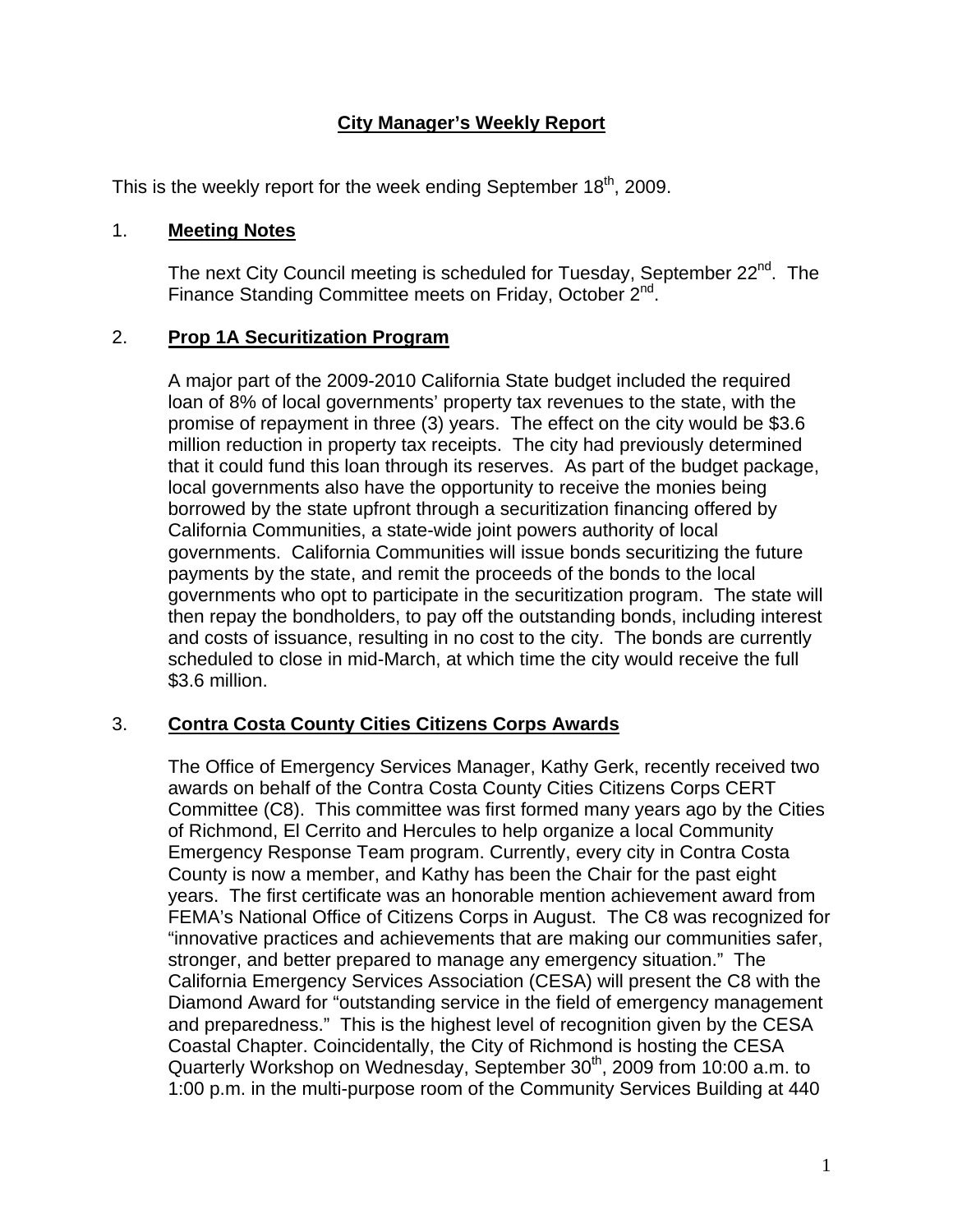# City Manager's Weekly Report

This is the weekly report for the week ending September 18th, 2009.

1. **Meeting Notes**

   The next City Council meeting is scheduled for Tuesday, September 22nd. The Finance Standing Committee meets on Friday, October 2nd.

2. **Prop 1A Securitization Program**

   A major part of the 2009-2010 California State budget included the required loan of 8% of local governments' property tax revenues to the state, with the promise of repayment in three (3) years. The effect on the city would be $3.6 million reduction in property tax receipts. The city had previously determined that it could fund this loan through its reserves. As part of the budget package, local governments also have the opportunity to receive the monies being borrowed by the state upfront through a securitization financing offered by California Communities, a state-wide joint powers authority of local governments. California Communities will issue bonds securitizing the future payments by the state, and remit the proceeds of the bonds to the local governments who opt to participate in the securitization program. The state will then repay the bondholders, to pay off the outstanding bonds, including interest and costs of issuance, resulting in no cost to the city. The bonds are currently scheduled to close in mid-March, at which time the city would receive the full $3.6 million.

3. **Contra Costa County Cities Citizens Corps Awards**

   The Office of Emergency Services Manager, Kathy Gerk, recently received two awards on behalf of the Contra Costa County Cities Citizens Corps CERT Committee (C8). This committee was first formed many years ago by the Cities of Richmond, El Cerrito and Hercules to help organize a local Community Emergency Response Team program. Currently, every city in Contra Costa County is now a member, and Kathy has been the Chair for the past eight years. The first certificate was an honorable mention achievement award from FEMA's National Office of Citizens Corps in August. The C8 was recognized for "innovative practices and achievements that are making our communities safer, stronger, and better prepared to manage any emergency situation." The California Emergency Services Association (CESA) will present the C8 with the Diamond Award for "outstanding service in the field of emergency management and preparedness." This is the highest level of recognition given by the CESA Coastal Chapter. Coincidentally, the City of Richmond is hosting the CESA Quarterly Workshop on Wednesday, September 30th, 2009 from 10:00 a.m. to 1:00 p.m. in the multi-purpose room of the Community Services Building at 440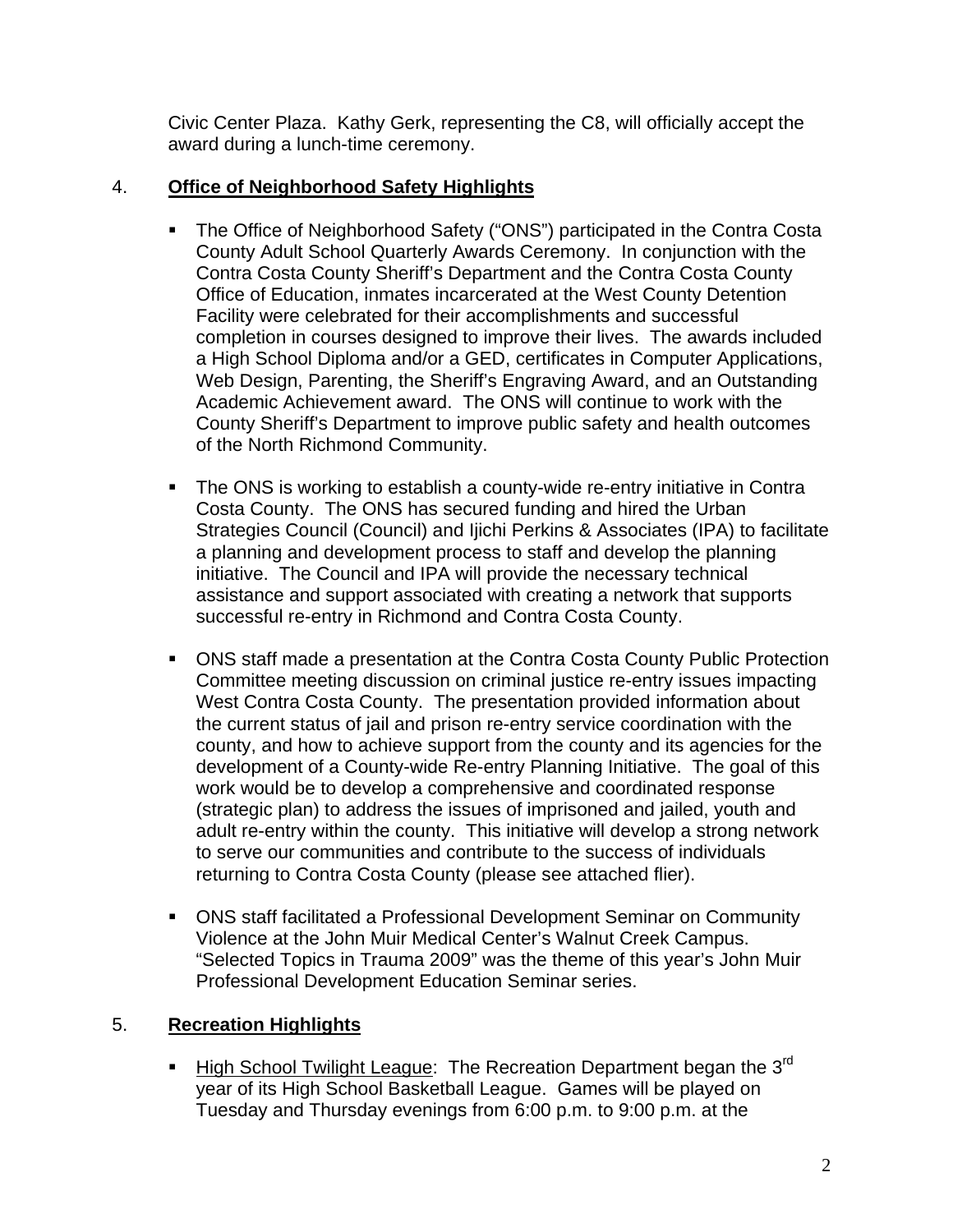Civic Center Plaza. Kathy Gerk, representing the C8, will officially accept the award during a lunch-time ceremony.

4. **Office of Neighborhood Safety Highlights**

- The Office of Neighborhood Safety ("ONS") participated in the Contra Costa County Adult School Quarterly Awards Ceremony. In conjunction with the Contra Costa County Sheriff's Department and the Contra Costa County Office of Education, inmates incarcerated at the West County Detention Facility were celebrated for their accomplishments and successful completion in courses designed to improve their lives. The awards included a High School Diploma and/or a GED, certificates in Computer Applications, Web Design, Parenting, the Sheriff's Engraving Award, and an Outstanding Academic Achievement award. The ONS will continue to work with the County Sheriff's Department to improve public safety and health outcomes of the North Richmond Community.

- The ONS is working to establish a county-wide re-entry initiative in Contra Costa County. The ONS has secured funding and hired the Urban Strategies Council (Council) and Ijichi Perkins & Associates (IPA) to facilitate a planning and development process to staff and develop the planning initiative. The Council and IPA will provide the necessary technical assistance and support associated with creating a network that supports successful re-entry in Richmond and Contra Costa County.

- ONS staff made a presentation at the Contra Costa County Public Protection Committee meeting discussion on criminal justice re-entry issues impacting West Contra Costa County. The presentation provided information about the current status of jail and prison re-entry service coordination with the county, and how to achieve support from the county and its agencies for the development of a County-wide Re-entry Planning Initiative. The goal of this work would be to develop a comprehensive and coordinated response (strategic plan) to address the issues of imprisoned and jailed, youth and adult re-entry within the county. This initiative will develop a strong network to serve our communities and contribute to the success of individuals returning to Contra Costa County (please see attached flier).

- ONS staff facilitated a Professional Development Seminar on Community Violence at the John Muir Medical Center's Walnut Creek Campus. "Selected Topics in Trauma 2009" was the theme of this year's John Muir Professional Development Education Seminar series.

5. **Recreation Highlights**

- High School Twilight League: The Recreation Department began the 3rd year of its High School Basketball League. Games will be played on Tuesday and Thursday evenings from 6:00 p.m. to 9:00 p.m. at the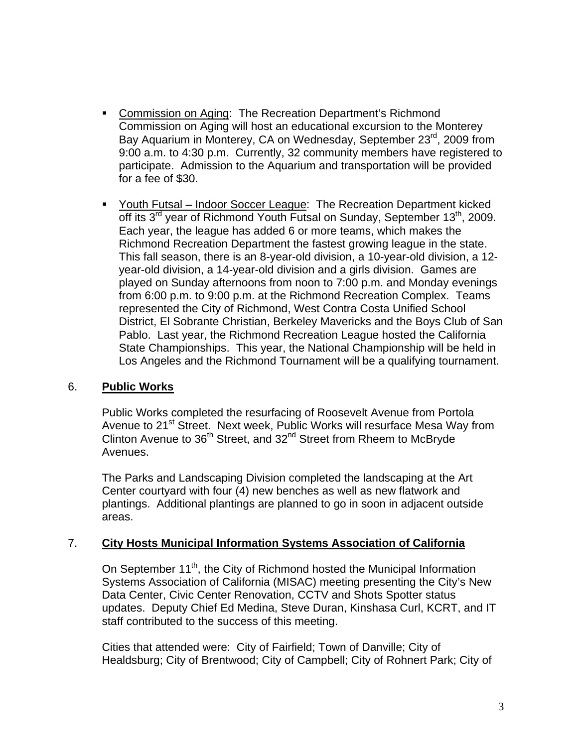- Commission on Aging: The Recreation Department's Richmond Commission on Aging will host an educational excursion to the Monterey Bay Aquarium in Monterey, CA on Wednesday, September 23rd, 2009 from 9:00 a.m. to 4:30 p.m. Currently, 32 community members have registered to participate. Admission to the Aquarium and transportation will be provided for a fee of $30.

- Youth Futsal – Indoor Soccer League: The Recreation Department kicked off its 3rd year of Richmond Youth Futsal on Sunday, September 13th, 2009. Each year, the league has added 6 or more teams, which makes the Richmond Recreation Department the fastest growing league in the state. This fall season, there is an 8-year-old division, a 10-year-old division, a 12-year-old division, a 14-year-old division and a girls division. Games are played on Sunday afternoons from noon to 7:00 p.m. and Monday evenings from 6:00 p.m. to 9:00 p.m. at the Richmond Recreation Complex. Teams represented the City of Richmond, West Contra Costa Unified School District, El Sobrante Christian, Berkeley Mavericks and the Boys Club of San Pablo. Last year, the Richmond Recreation League hosted the California State Championships. This year, the National Championship will be held in Los Angeles and the Richmond Tournament will be a qualifying tournament.

## 6. Public Works

Public Works completed the resurfacing of Roosevelt Avenue from Portola Avenue to 21st Street. Next week, Public Works will resurface Mesa Way from Clinton Avenue to 36th Street, and 32nd Street from Rheem to McBryde Avenues.

The Parks and Landscaping Division completed the landscaping at the Art Center courtyard with four (4) new benches as well as new flatwork and plantings. Additional plantings are planned to go in soon in adjacent outside areas.

## 7. City Hosts Municipal Information Systems Association of California

On September 11th, the City of Richmond hosted the Municipal Information Systems Association of California (MISAC) meeting presenting the City's New Data Center, Civic Center Renovation, CCTV and Shots Spotter status updates. Deputy Chief Ed Medina, Steve Duran, Kinshasa Curl, KCRT, and IT staff contributed to the success of this meeting.

Cities that attended were: City of Fairfield; Town of Danville; City of Healdsburg; City of Brentwood; City of Campbell; City of Rohnert Park; City of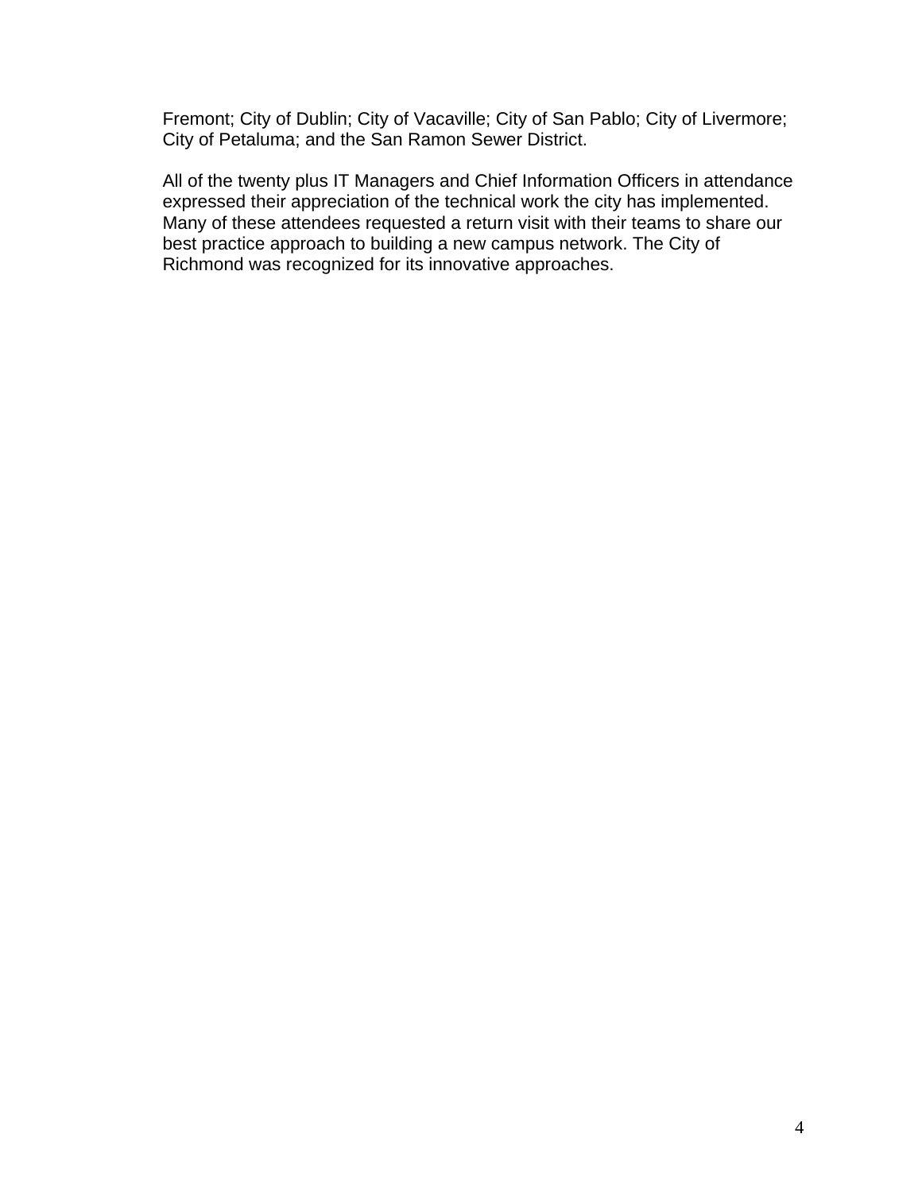Fremont; City of Dublin; City of Vacaville; City of San Pablo; City of Livermore; City of Petaluma; and the San Ramon Sewer District.

All of the twenty plus IT Managers and Chief Information Officers in attendance expressed their appreciation of the technical work the city has implemented. Many of these attendees requested a return visit with their teams to share our best practice approach to building a new campus network. The City of Richmond was recognized for its innovative approaches.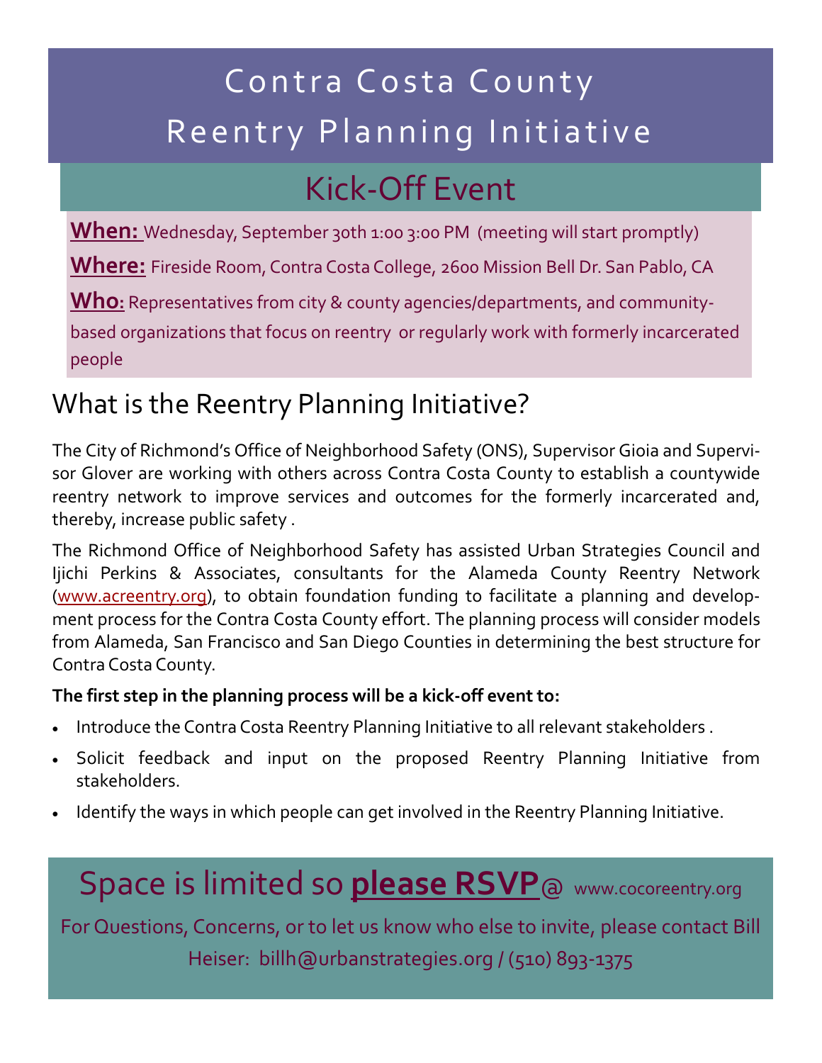# Contra Costa County Reentry Planning Initiative

## Kick-Off Event

**When:** Wednesday, September 30th 1:00 3:00 PM (meeting will start promptly)

**Where:** Fireside Room, Contra Costa College, 2600 Mission Bell Dr. San Pablo, CA

**Who:** Representatives from city & county agencies/departments, and community-based organizations that focus on reentry or regularly work with formerly incarcerated people

## What is the Reentry Planning Initiative?

The City of Richmond's Office of Neighborhood Safety (ONS), Supervisor Gioia and Supervisor Glover are working with others across Contra Costa County to establish a countywide reentry network to improve services and outcomes for the formerly incarcerated and, thereby, increase public safety .

The Richmond Office of Neighborhood Safety has assisted Urban Strategies Council and Ijichi Perkins & Associates, consultants for the Alameda County Reentry Network (www.acreentry.org), to obtain foundation funding to facilitate a planning and development process for the Contra Costa County effort. The planning process will consider models from Alameda, San Francisco and San Diego Counties in determining the best structure for Contra Costa County.

**The first step in the planning process will be a kick-off event to:**

- Introduce the Contra Costa Reentry Planning Initiative to all relevant stakeholders .
- Solicit feedback and input on the proposed Reentry Planning Initiative from stakeholders.
- Identify the ways in which people can get involved in the Reentry Planning Initiative.

Space is limited so **please RSVP** @ www.cocoreentry.org

For Questions, Concerns, or to let us know who else to invite, please contact Bill Heiser: billh@urbanstrategies.org / (510) 893-1375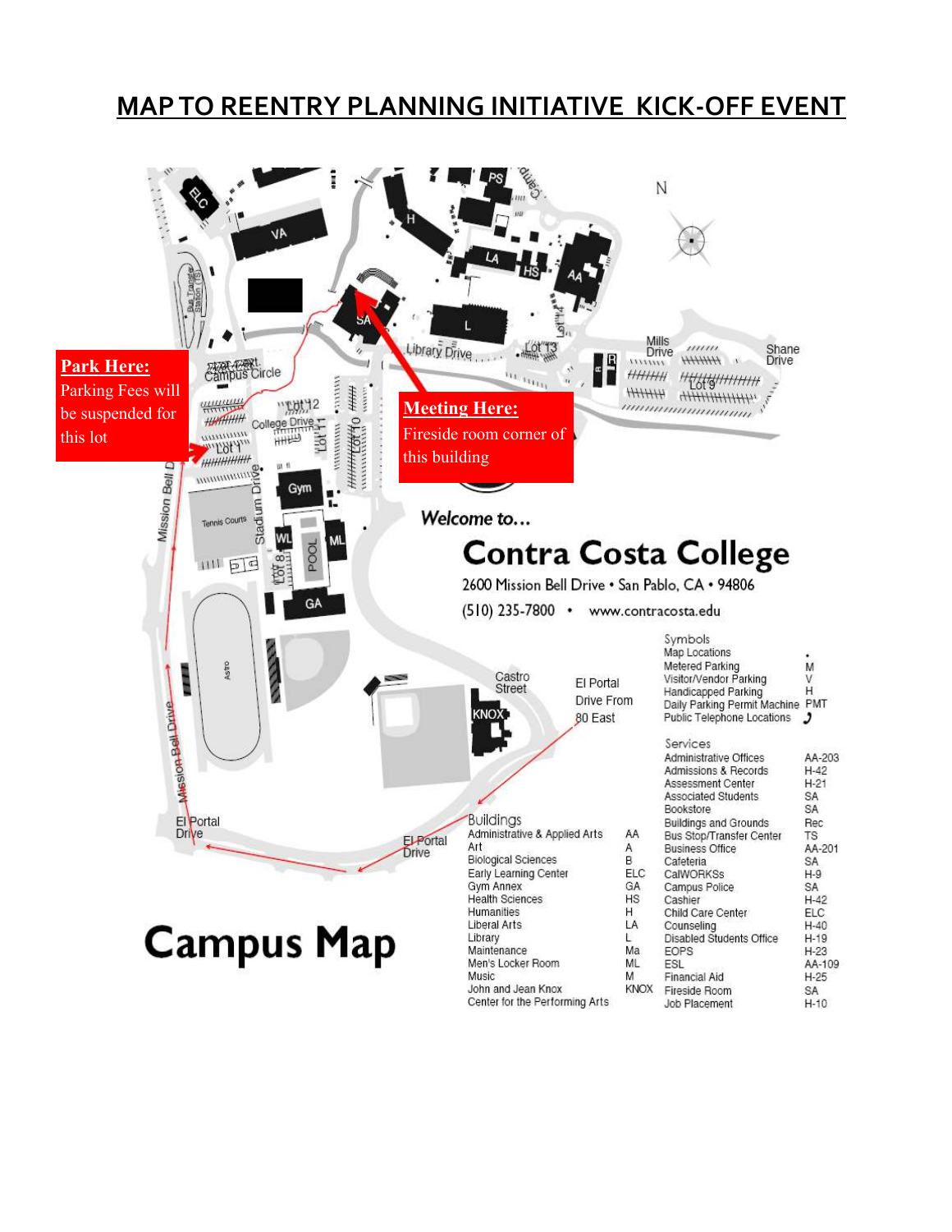# MAP TO REENTRY PLANNING INITIATIVE KICK-OFF EVENT

**Park Here:**
Parking Fees will be suspended for this lot

**Meeting Here:**
Fireside room corner of this building

Welcome to...

**Contra Costa College**

2600 Mission Bell Drive • San Pablo, CA • 94806

(510) 235-7800 • www.contracosta.edu

Castro Street

El Portal Drive From 80 East

El Portal Drive

El Portal Drive

Mission Bell Drive

Library Drive

Mills Drive

Shane Drive

College Drive

Stadium Drive

Campus Circle

Lot 1

Lot 8

Lot 9

Lot 10

Lot 11

Lot 12

Lot 13

Tennis Courts

Gym

POOL

Astro

| Symbols | |
|---|---|
| Map Locations | • |
| Metered Parking | M |
| Visitor/Vendor Parking | V |
| Handicapped Parking | H |
| Daily Parking Permit Machine | PMT |
| Public Telephone Locations | |

| Buildings | |
|---|---|
| Administrative & Applied Arts | AA |
| Art | A |
| Biological Sciences | B |
| Early Learning Center | ELC |
| Gym Annex | GA |
| Health Sciences | HS |
| Humanities | H |
| Liberal Arts | LA |
| Library | L |
| Maintenance | Ma |
| Men's Locker Room | ML |
| Music | M |
| John and Jean Knox Center for the Performing Arts | KNOX |

| Services | |
|---|---|
| Administrative Offices | AA-203 |
| Admissions & Records | H-42 |
| Assessment Center | H-21 |
| Associated Students | SA |
| Bookstore | SA |
| Buildings and Grounds | Rec |
| Bus Stop/Transfer Center | TS |
| Business Office | AA-201 |
| Cafeteria | SA |
| CalWORKSs | H-9 |
| Campus Police | SA |
| Cashier | H-42 |
| Child Care Center | ELC |
| Counseling | H-40 |
| Disabled Students Office | H-19 |
| EOPS | H-23 |
| ESL | AA-109 |
| Financial Aid | H-25 |
| Fireside Room | SA |
| Job Placement | H-10 |

**Campus Map**